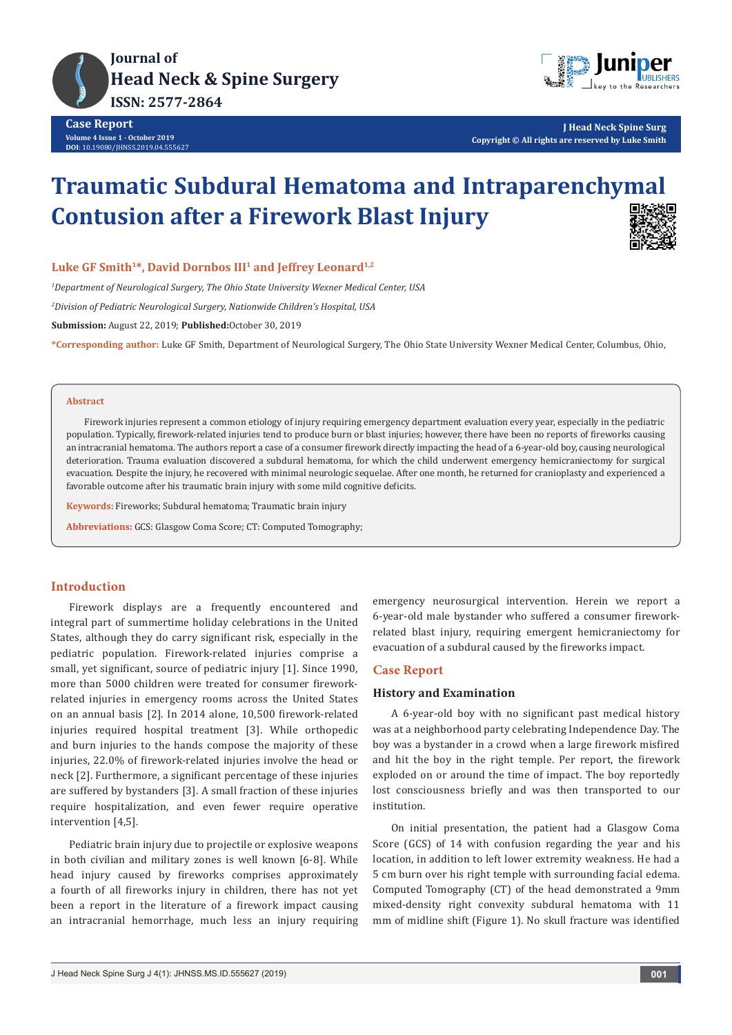# Traumatic Subdural Hematoma and Intraparenchymal Contusion after a Firework Blast Injury

**Luke GF Smith[1]*, David Dornbos III[1] and Jeffrey Leonard[1,2]**

*[1]Department of Neurological Surgery, The Ohio State University Wexner Medical Center, USA*

*[2]Division of Pediatric Neurological Surgery, Nationwide Children's Hospital, USA*

**Submission:** August 22, 2019; **Published:** October 30, 2019

***Corresponding author:** Luke GF Smith, Department of Neurological Surgery, The Ohio State University Wexner Medical Center, Columbus, Ohio,

## Abstract

Firework injuries represent a common etiology of injury requiring emergency department evaluation every year, especially in the pediatric population. Typically, firework-related injuries tend to produce burn or blast injuries; however, there have been no reports of fireworks causing an intracranial hematoma. The authors report a case of a consumer firework directly impacting the head of a 6-year-old boy, causing neurological deterioration. Trauma evaluation discovered a subdural hematoma, for which the child underwent emergency hemicraniectomy for surgical evacuation. Despite the injury, he recovered with minimal neurologic sequelae. After one month, he returned for cranioplasty and experienced a favorable outcome after his traumatic brain injury with some mild cognitive deficits.

**Keywords:** Fireworks; Subdural hematoma; Traumatic brain injury

**Abbreviations:** GCS: Glasgow Coma Score; CT: Computed Tomography;

## Introduction

Firework displays are a frequently encountered and integral part of summertime holiday celebrations in the United States, although they do carry significant risk, especially in the pediatric population. Firework-related injuries comprise a small, yet significant, source of pediatric injury [1]. Since 1990, more than 5000 children were treated for consumer firework-related injuries in emergency rooms across the United States on an annual basis [2]. In 2014 alone, 10,500 firework-related injuries required hospital treatment [3]. While orthopedic and burn injuries to the hands compose the majority of these injuries, 22.0% of firework-related injuries involve the head or neck [2]. Furthermore, a significant percentage of these injuries are suffered by bystanders [3]. A small fraction of these injuries require hospitalization, and even fewer require operative intervention [4,5].

Pediatric brain injury due to projectile or explosive weapons in both civilian and military zones is well known [6-8]. While head injury caused by fireworks comprises approximately a fourth of all fireworks injury in children, there has not yet been a report in the literature of a firework impact causing an intracranial hemorrhage, much less an injury requiring emergency neurosurgical intervention. Herein we report a 6-year-old male bystander who suffered a consumer firework-related blast injury, requiring emergent hemicraniectomy for evacuation of a subdural caused by the fireworks impact.

## Case Report

### History and Examination

A 6-year-old boy with no significant past medical history was at a neighborhood party celebrating Independence Day. The boy was a bystander in a crowd when a large firework misfired and hit the boy in the right temple. Per report, the firework exploded on or around the time of impact. The boy reportedly lost consciousness briefly and was then transported to our institution.

On initial presentation, the patient had a Glasgow Coma Score (GCS) of 14 with confusion regarding the year and his location, in addition to left lower extremity weakness. He had a 5 cm burn over his right temple with surrounding facial edema. Computed Tomography (CT) of the head demonstrated a 9mm mixed-density right convexity subdural hematoma with 11 mm of midline shift (Figure 1). No skull fracture was identified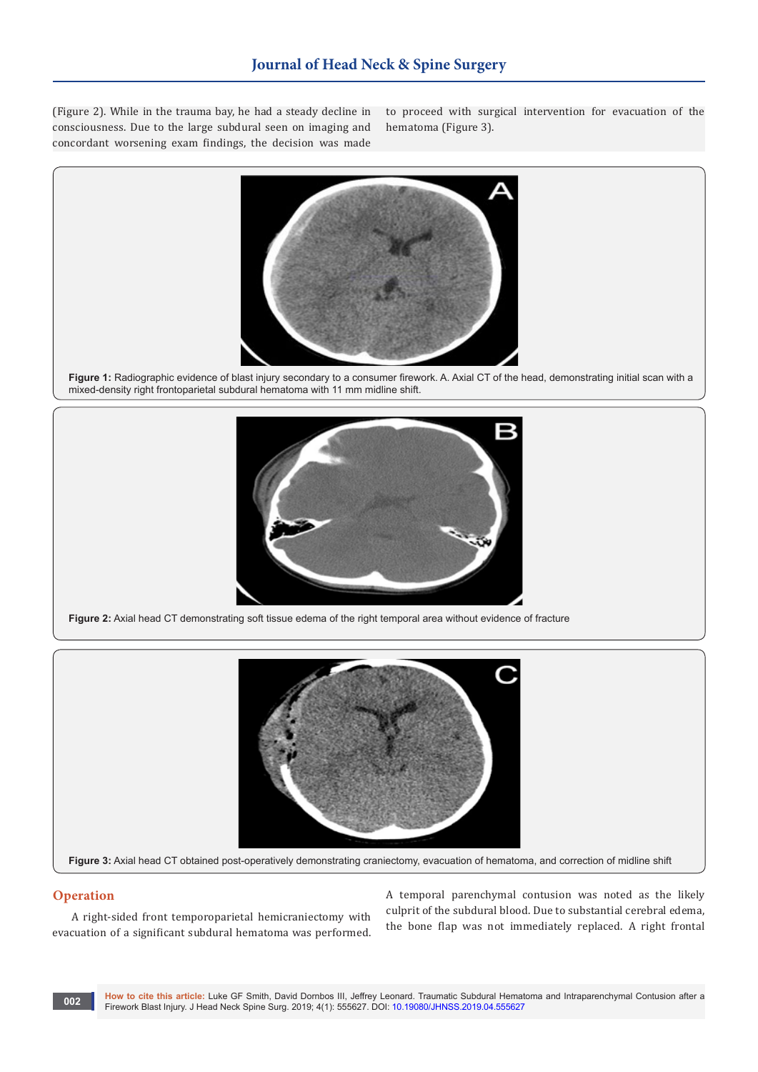(Figure 2). While in the trauma bay, he had a steady decline in consciousness. Due to the large subdural seen on imaging and concordant worsening exam findings, the decision was made to proceed with surgical intervention for evacuation of the hematoma (Figure 3).

**Figure 1:** Radiographic evidence of blast injury secondary to a consumer firework. A. Axial CT of the head, demonstrating initial scan with a mixed-density right frontoparietal subdural hematoma with 11 mm midline shift.

**Figure 2:** Axial head CT demonstrating soft tissue edema of the right temporal area without evidence of fracture

**Figure 3:** Axial head CT obtained post-operatively demonstrating craniectomy, evacuation of hematoma, and correction of midline shift

## Operation

A right-sided front temporoparietal hemicraniectomy with evacuation of a significant subdural hematoma was performed. A temporal parenchymal contusion was noted as the likely culprit of the subdural blood. Due to substantial cerebral edema, the bone flap was not immediately replaced. A right frontal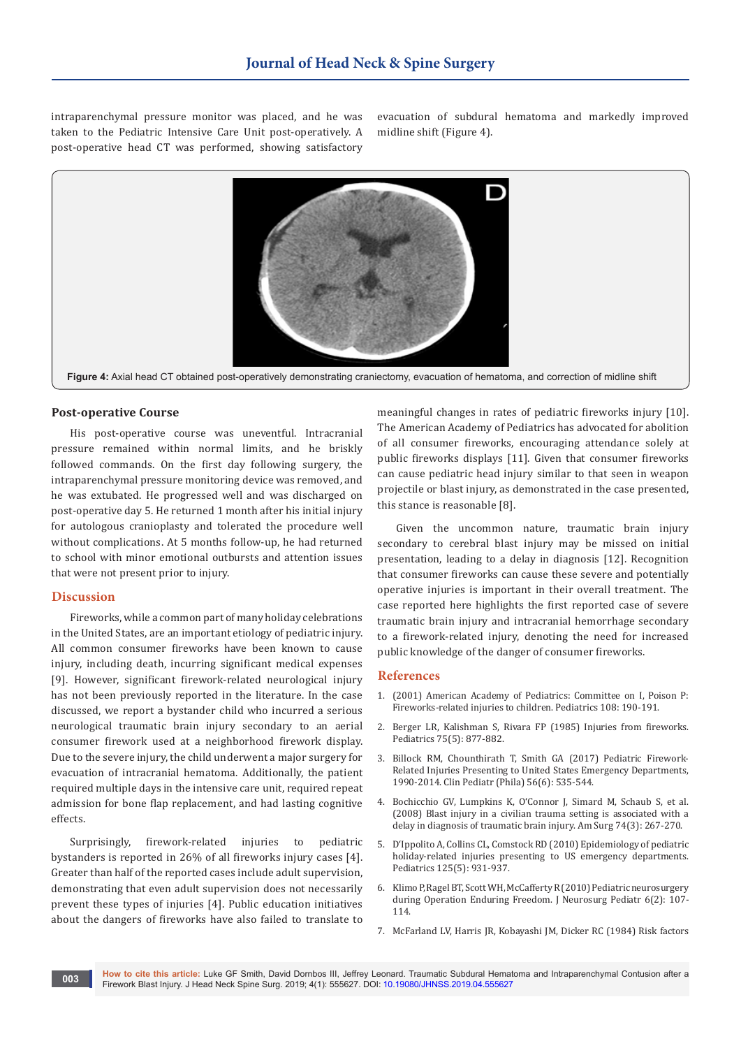intraparenchymal pressure monitor was placed, and he was taken to the Pediatric Intensive Care Unit post-operatively. A post-operative head CT was performed, showing satisfactory evacuation of subdural hematoma and markedly improved midline shift (Figure 4).

**Figure 4:** Axial head CT obtained post-operatively demonstrating craniectomy, evacuation of hematoma, and correction of midline shift

### Post-operative Course

His post-operative course was uneventful. Intracranial pressure remained within normal limits, and he briskly followed commands. On the first day following surgery, the intraparenchymal pressure monitoring device was removed, and he was extubated. He progressed well and was discharged on post-operative day 5. He returned 1 month after his initial injury for autologous cranioplasty and tolerated the procedure well without complications. At 5 months follow-up, he had returned to school with minor emotional outbursts and attention issues that were not present prior to injury.

## Discussion

Fireworks, while a common part of many holiday celebrations in the United States, are an important etiology of pediatric injury. All common consumer fireworks have been known to cause injury, including death, incurring significant medical expenses [9]. However, significant firework-related neurological injury has not been previously reported in the literature. In the case discussed, we report a bystander child who incurred a serious neurological traumatic brain injury secondary to an aerial consumer firework used at a neighborhood firework display. Due to the severe injury, the child underwent a major surgery for evacuation of intracranial hematoma. Additionally, the patient required multiple days in the intensive care unit, required repeat admission for bone flap replacement, and had lasting cognitive effects.

Surprisingly, firework-related injuries to pediatric bystanders is reported in 26% of all fireworks injury cases [4]. Greater than half of the reported cases include adult supervision, demonstrating that even adult supervision does not necessarily prevent these types of injuries [4]. Public education initiatives about the dangers of fireworks have also failed to translate to meaningful changes in rates of pediatric fireworks injury [10]. The American Academy of Pediatrics has advocated for abolition of all consumer fireworks, encouraging attendance solely at public fireworks displays [11]. Given that consumer fireworks can cause pediatric head injury similar to that seen in weapon projectile or blast injury, as demonstrated in the case presented, this stance is reasonable [8].

Given the uncommon nature, traumatic brain injury secondary to cerebral blast injury may be missed on initial presentation, leading to a delay in diagnosis [12]. Recognition that consumer fireworks can cause these severe and potentially operative injuries is important in their overall treatment. The case reported here highlights the first reported case of severe traumatic brain injury and intracranial hemorrhage secondary to a firework-related injury, denoting the need for increased public knowledge of the danger of consumer fireworks.

## References

1. (2001) American Academy of Pediatrics: Committee on I, Poison P: Fireworks-related injuries to children. Pediatrics 108: 190-191.
2. Berger LR, Kalishman S, Rivara FP (1985) Injuries from fireworks. Pediatrics 75(5): 877-882.
3. Billock RM, Chounthirath T, Smith GA (2017) Pediatric Firework-Related Injuries Presenting to United States Emergency Departments, 1990-2014. Clin Pediatr (Phila) 56(6): 535-544.
4. Bochicchio GV, Lumpkins K, O'Connor J, Simard M, Schaub S, et al. (2008) Blast injury in a civilian trauma setting is associated with a delay in diagnosis of traumatic brain injury. Am Surg 74(3): 267-270.
5. D'Ippolito A, Collins CL, Comstock RD (2010) Epidemiology of pediatric holiday-related injuries presenting to US emergency departments. Pediatrics 125(5): 931-937.
6. Klimo P, Ragel BT, Scott WH, McCafferty R (2010) Pediatric neurosurgery during Operation Enduring Freedom. J Neurosurg Pediatr 6(2): 107-114.
7. McFarland LV, Harris JR, Kobayashi JM, Dicker RC (1984) Risk factors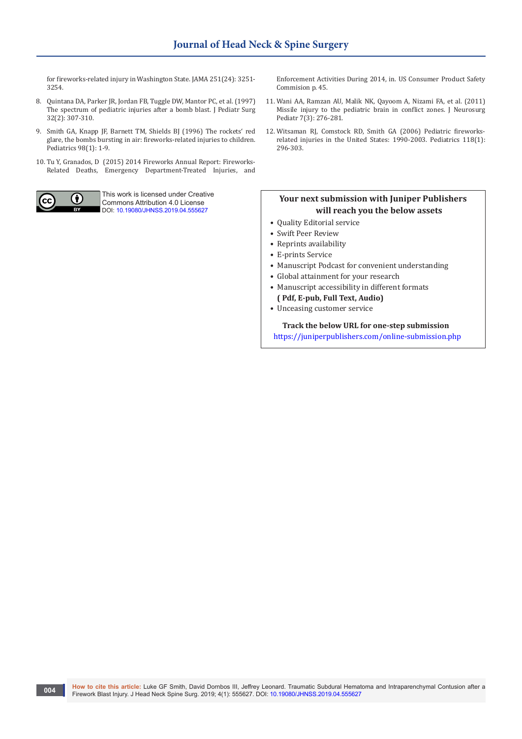for fireworks-related injury in Washington State. JAMA 251(24): 3251-3254.

8. Quintana DA, Parker JR, Jordan FB, Tuggle DW, Mantor PC, et al. (1997) The spectrum of pediatric injuries after a bomb blast. J Pediatr Surg 32(2): 307-310.
9. Smith GA, Knapp JF, Barnett TM, Shields BJ (1996) The rockets' red glare, the bombs bursting in air: fireworks-related injuries to children. Pediatrics 98(1): 1-9.
10. Tu Y, Granados, D (2015) 2014 Fireworks Annual Report: Fireworks-Related Deaths, Emergency Department-Treated Injuries, and Enforcement Activities During 2014, in. US Consumer Product Safety Commision p. 45.
11. Wani AA, Ramzan AU, Malik NK, Qayoom A, Nizami FA, et al. (2011) Missile injury to the pediatric brain in conflict zones. J Neurosurg Pediatr 7(3): 276-281.
12. Witsaman RJ, Comstock RD, Smith GA (2006) Pediatric fireworks-related injuries in the United States: 1990-2003. Pediatrics 118(1): 296-303.

This work is licensed under Creative Commons Attribution 4.0 License
DOI: 10.19080/JHNSS.2019.04.555627

**Your next submission with Juniper Publishers will reach you the below assets**

- Quality Editorial service
- Swift Peer Review
- Reprints availability
- E-prints Service
- Manuscript Podcast for convenient understanding
- Global attainment for your research
- Manuscript accessibility in different formats **( Pdf, E-pub, Full Text, Audio)**
- Unceasing customer service

**Track the below URL for one-step submission**
https://juniperpublishers.com/online-submission.php

**How to cite this article:** Luke GF Smith, David Dornbos III, Jeffrey Leonard. Traumatic Subdural Hematoma and Intraparenchymal Contusion after a Firework Blast Injury. J Head Neck Spine Surg. 2019; 4(1): 555627. DOI: 10.19080/JHNSS.2019.04.555627